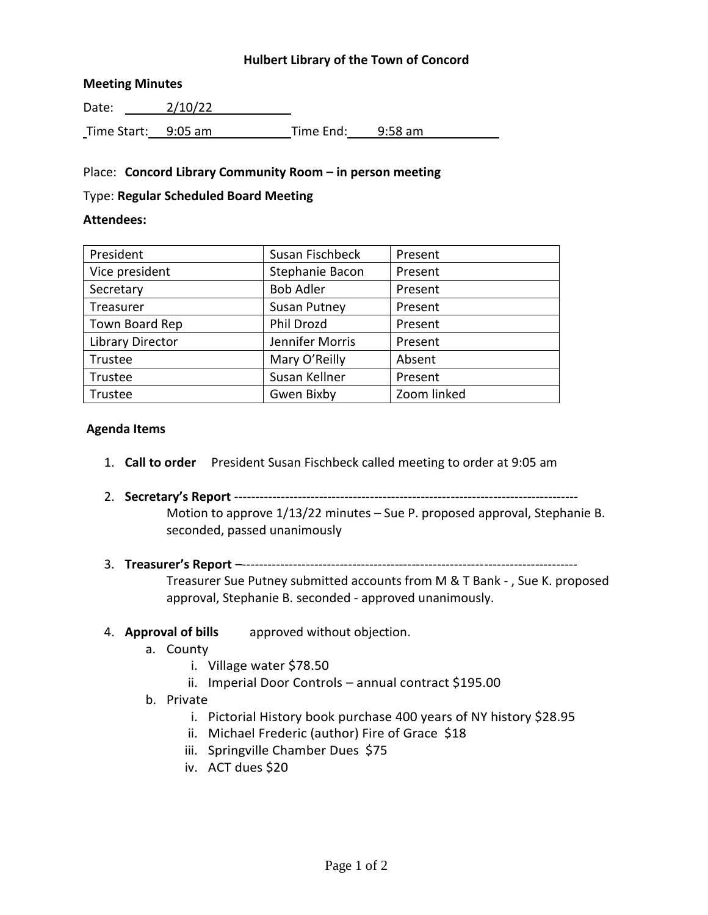**Hulbert Library of the Town of Concord**

**Meeting Minutes**

Date: 2/10/22

Time Start: 9:05 am Time End: 9:58 am

Place: **Concord Library Community Room – in person meeting**

Type: **Regular Scheduled Board Meeting**

**Attendees:**

| President | Susan Fischbeck | Present |
|---|---|---|
| Vice president | Stephanie Bacon | Present |
| Secretary | Bob Adler | Present |
| Treasurer | Susan Putney | Present |
| Town Board Rep | Phil Drozd | Present |
| Library Director | Jennifer Morris | Present |
| Trustee | Mary O'Reilly | Absent |
| Trustee | Susan Kellner | Present |
| Trustee | Gwen Bixby | Zoom linked |

**Agenda Items**

1. **Call to order** President Susan Fischbeck called meeting to order at 9:05 am

2. **Secretary's Report** --------------------------------------------------------------------------------
   Motion to approve 1/13/22 minutes – Sue P. proposed approval, Stephanie B. seconded, passed unanimously

3. **Treasurer's Report** –------------------------------------------------------------------------------
   Treasurer Sue Putney submitted accounts from M & T Bank - , Sue K. proposed approval, Stephanie B. seconded - approved unanimously.

4. **Approval of bills** approved without objection.
   a. County
      i. Village water $78.50
      ii. Imperial Door Controls – annual contract $195.00
   b. Private
      i. Pictorial History book purchase 400 years of NY history $28.95
      ii. Michael Frederic (author) Fire of Grace $18
      iii. Springville Chamber Dues $75
      iv. ACT dues $20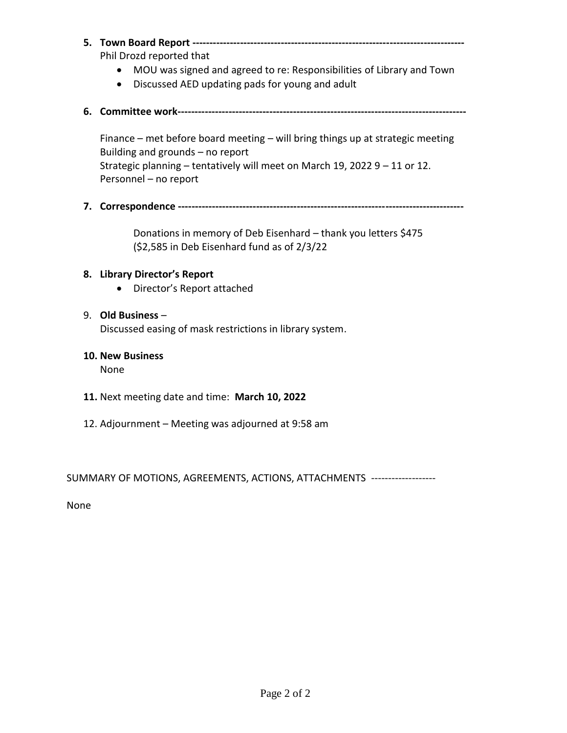5. **Town Board Report** ------------------------------------------------------------------------------
   Phil Drozd reported that
   - MOU was signed and agreed to re: Responsibilities of Library and Town
   - Discussed AED updating pads for young and adult

6. **Committee work**---------------------------------------------------------------------------------

   Finance – met before board meeting – will bring things up at strategic meeting
   Building and grounds – no report
   Strategic planning – tentatively will meet on March 19, 2022 9 – 11 or 12.
   Personnel – no report

7. **Correspondence** --------------------------------------------------------------------------------

   Donations in memory of Deb Eisenhard – thank you letters $475
   ($2,585 in Deb Eisenhard fund as of 2/3/22

8. **Library Director's Report**
   - Director's Report attached

9. **Old Business** –
   Discussed easing of mask restrictions in library system.

10. **New Business**
    None

11. Next meeting date and time: **March 10, 2022**

12. Adjournment – Meeting was adjourned at 9:58 am

SUMMARY OF MOTIONS, AGREEMENTS, ACTIONS, ATTACHMENTS -------------------

None